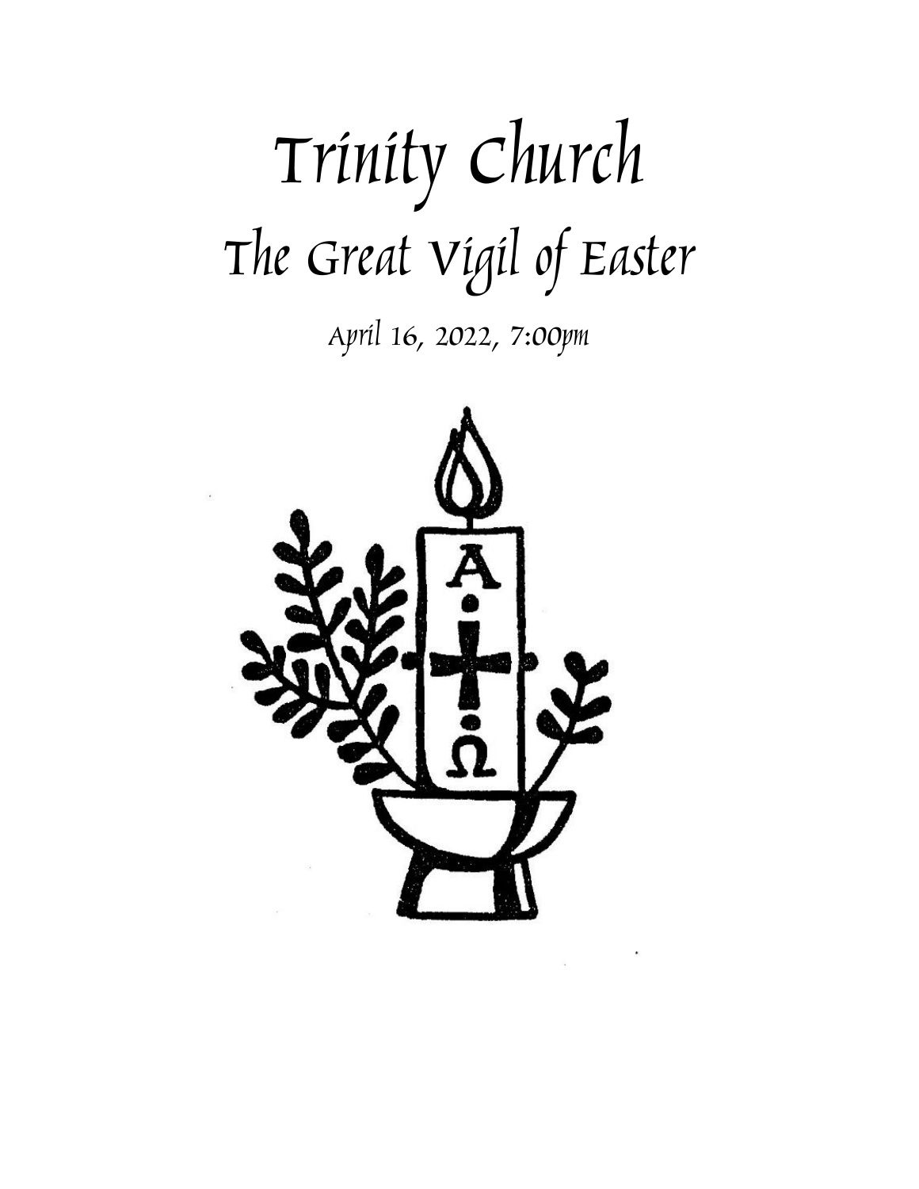# Trinity Church

## The Great Vigil of Easter

*April 16, 2022, 7:00pm*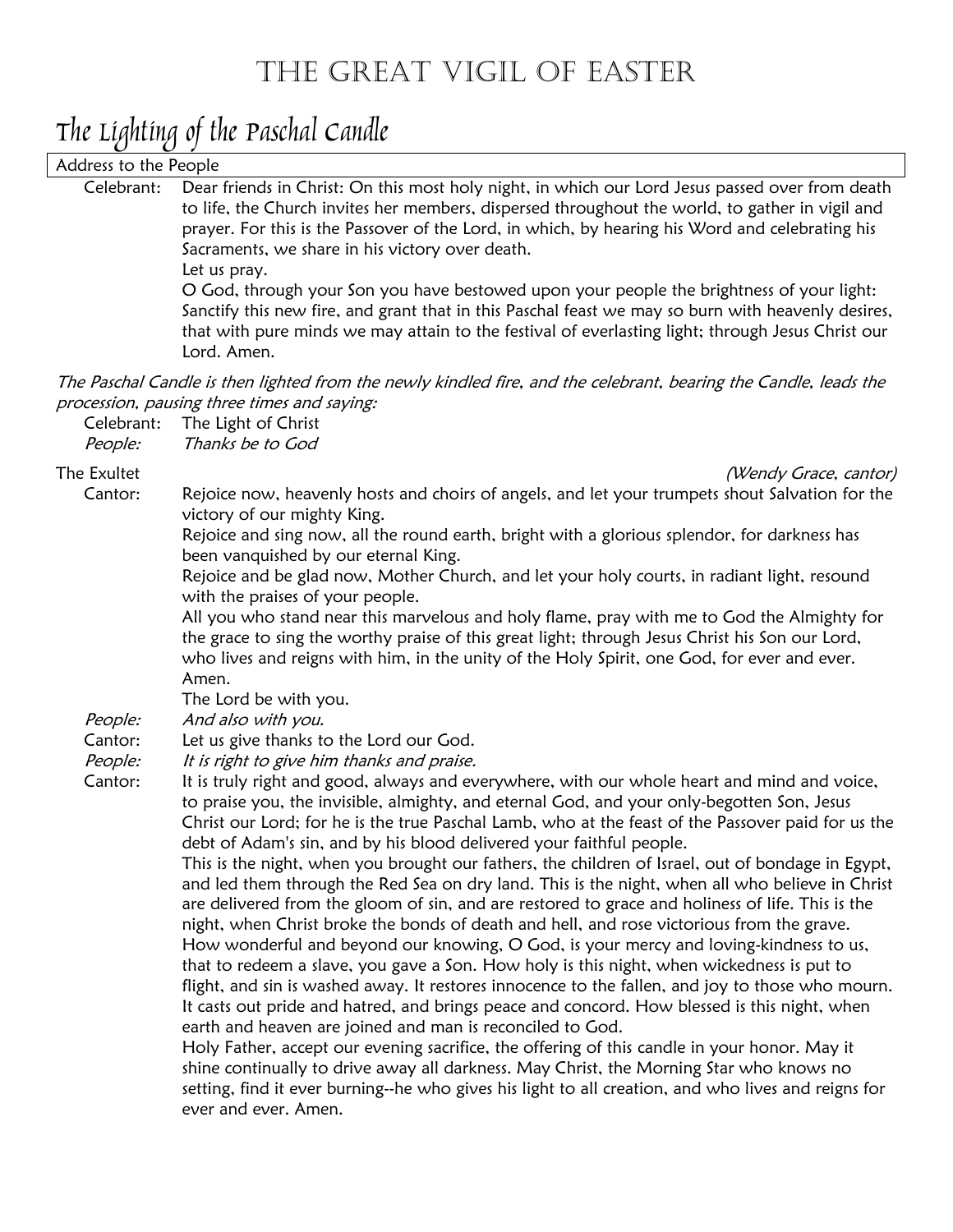# The Great Vigil of Easter

## The Lighting of the Paschal Candle

Address to the People

Celebrant: Dear friends in Christ: On this most holy night, in which our Lord Jesus passed over from death to life, the Church invites her members, dispersed throughout the world, to gather in vigil and prayer. For this is the Passover of the Lord, in which, by hearing his Word and celebrating his Sacraments, we share in his victory over death.
Let us pray.
O God, through your Son you have bestowed upon your people the brightness of your light: Sanctify this new fire, and grant that in this Paschal feast we may so burn with heavenly desires, that with pure minds we may attain to the festival of everlasting light; through Jesus Christ our Lord. Amen.

*The Paschal Candle is then lighted from the newly kindled fire, and the celebrant, bearing the Candle, leads the procession, pausing three times and saying:*

Celebrant: The Light of Christ
*People: Thanks be to God*

The Exultet *(Wendy Grace, cantor)*

Cantor: Rejoice now, heavenly hosts and choirs of angels, and let your trumpets shout Salvation for the victory of our mighty King.
Rejoice and sing now, all the round earth, bright with a glorious splendor, for darkness has been vanquished by our eternal King.
Rejoice and be glad now, Mother Church, and let your holy courts, in radiant light, resound with the praises of your people.
All you who stand near this marvelous and holy flame, pray with me to God the Almighty for the grace to sing the worthy praise of this great light; through Jesus Christ his Son our Lord, who lives and reigns with him, in the unity of the Holy Spirit, one God, for ever and ever. Amen.
The Lord be with you.
*People: And also with you.*
Cantor: Let us give thanks to the Lord our God.
*People: It is right to give him thanks and praise.*
Cantor: It is truly right and good, always and everywhere, with our whole heart and mind and voice, to praise you, the invisible, almighty, and eternal God, and your only-begotten Son, Jesus Christ our Lord; for he is the true Paschal Lamb, who at the feast of the Passover paid for us the debt of Adam's sin, and by his blood delivered your faithful people.
This is the night, when you brought our fathers, the children of Israel, out of bondage in Egypt, and led them through the Red Sea on dry land. This is the night, when all who believe in Christ are delivered from the gloom of sin, and are restored to grace and holiness of life. This is the night, when Christ broke the bonds of death and hell, and rose victorious from the grave.
How wonderful and beyond our knowing, O God, is your mercy and loving-kindness to us, that to redeem a slave, you gave a Son. How holy is this night, when wickedness is put to flight, and sin is washed away. It restores innocence to the fallen, and joy to those who mourn. It casts out pride and hatred, and brings peace and concord. How blessed is this night, when earth and heaven are joined and man is reconciled to God.
Holy Father, accept our evening sacrifice, the offering of this candle in your honor. May it shine continually to drive away all darkness. May Christ, the Morning Star who knows no setting, find it ever burning--he who gives his light to all creation, and who lives and reigns for ever and ever. Amen.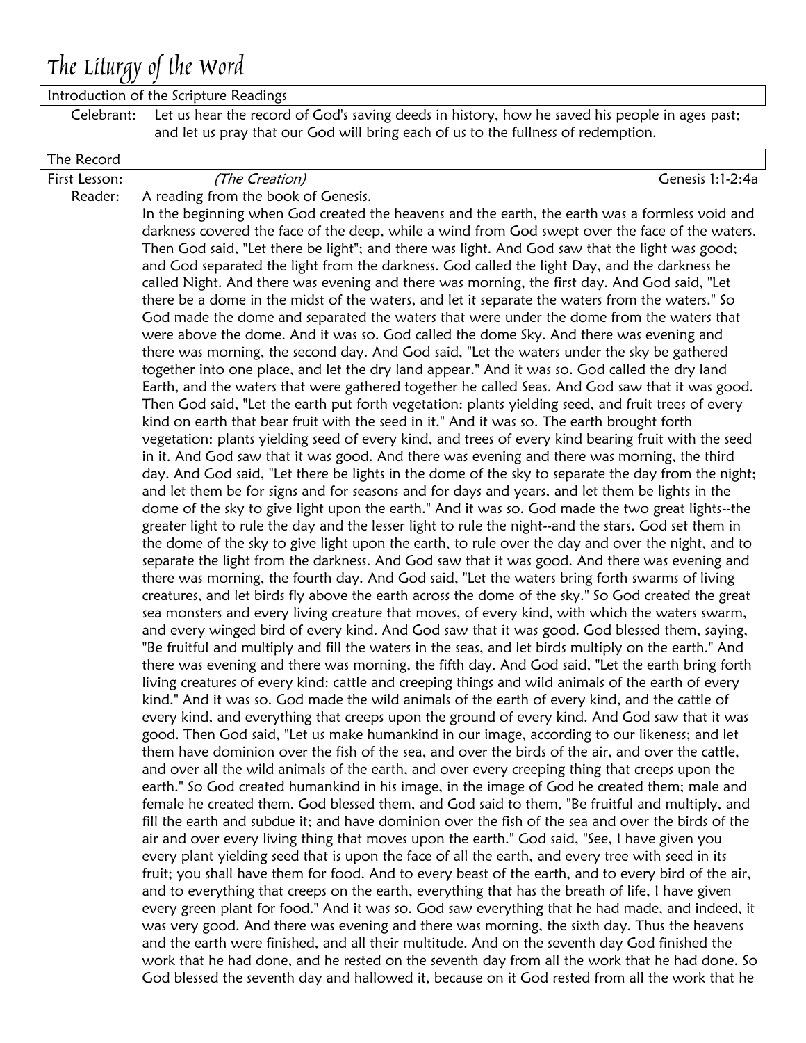# The Liturgy of the Word

Introduction of the Scripture Readings

Celebrant: Let us hear the record of God's saving deeds in history, how he saved his people in ages past; and let us pray that our God will bring each of us to the fullness of redemption.

The Record

First Lesson: *(The Creation)* Genesis 1:1-2:4a

Reader: A reading from the book of Genesis.

In the beginning when God created the heavens and the earth, the earth was a formless void and darkness covered the face of the deep, while a wind from God swept over the face of the waters. Then God said, "Let there be light"; and there was light. And God saw that the light was good; and God separated the light from the darkness. God called the light Day, and the darkness he called Night. And there was evening and there was morning, the first day. And God said, "Let there be a dome in the midst of the waters, and let it separate the waters from the waters." So God made the dome and separated the waters that were under the dome from the waters that were above the dome. And it was so. God called the dome Sky. And there was evening and there was morning, the second day. And God said, "Let the waters under the sky be gathered together into one place, and let the dry land appear." And it was so. God called the dry land Earth, and the waters that were gathered together he called Seas. And God saw that it was good. Then God said, "Let the earth put forth vegetation: plants yielding seed, and fruit trees of every kind on earth that bear fruit with the seed in it." And it was so. The earth brought forth vegetation: plants yielding seed of every kind, and trees of every kind bearing fruit with the seed in it. And God saw that it was good. And there was evening and there was morning, the third day. And God said, "Let there be lights in the dome of the sky to separate the day from the night; and let them be for signs and for seasons and for days and years, and let them be lights in the dome of the sky to give light upon the earth." And it was so. God made the two great lights--the greater light to rule the day and the lesser light to rule the night--and the stars. God set them in the dome of the sky to give light upon the earth, to rule over the day and over the night, and to separate the light from the darkness. And God saw that it was good. And there was evening and there was morning, the fourth day. And God said, "Let the waters bring forth swarms of living creatures, and let birds fly above the earth across the dome of the sky." So God created the great sea monsters and every living creature that moves, of every kind, with which the waters swarm, and every winged bird of every kind. And God saw that it was good. God blessed them, saying, "Be fruitful and multiply and fill the waters in the seas, and let birds multiply on the earth." And there was evening and there was morning, the fifth day. And God said, "Let the earth bring forth living creatures of every kind: cattle and creeping things and wild animals of the earth of every kind." And it was so. God made the wild animals of the earth of every kind, and the cattle of every kind, and everything that creeps upon the ground of every kind. And God saw that it was good. Then God said, "Let us make humankind in our image, according to our likeness; and let them have dominion over the fish of the sea, and over the birds of the air, and over the cattle, and over all the wild animals of the earth, and over every creeping thing that creeps upon the earth." So God created humankind in his image, in the image of God he created them; male and female he created them. God blessed them, and God said to them, "Be fruitful and multiply, and fill the earth and subdue it; and have dominion over the fish of the sea and over the birds of the air and over every living thing that moves upon the earth." God said, "See, I have given you every plant yielding seed that is upon the face of all the earth, and every tree with seed in its fruit; you shall have them for food. And to every beast of the earth, and to every bird of the air, and to everything that creeps on the earth, everything that has the breath of life, I have given every green plant for food." And it was so. God saw everything that he had made, and indeed, it was very good. And there was evening and there was morning, the sixth day. Thus the heavens and the earth were finished, and all their multitude. And on the seventh day God finished the work that he had done, and he rested on the seventh day from all the work that he had done. So God blessed the seventh day and hallowed it, because on it God rested from all the work that he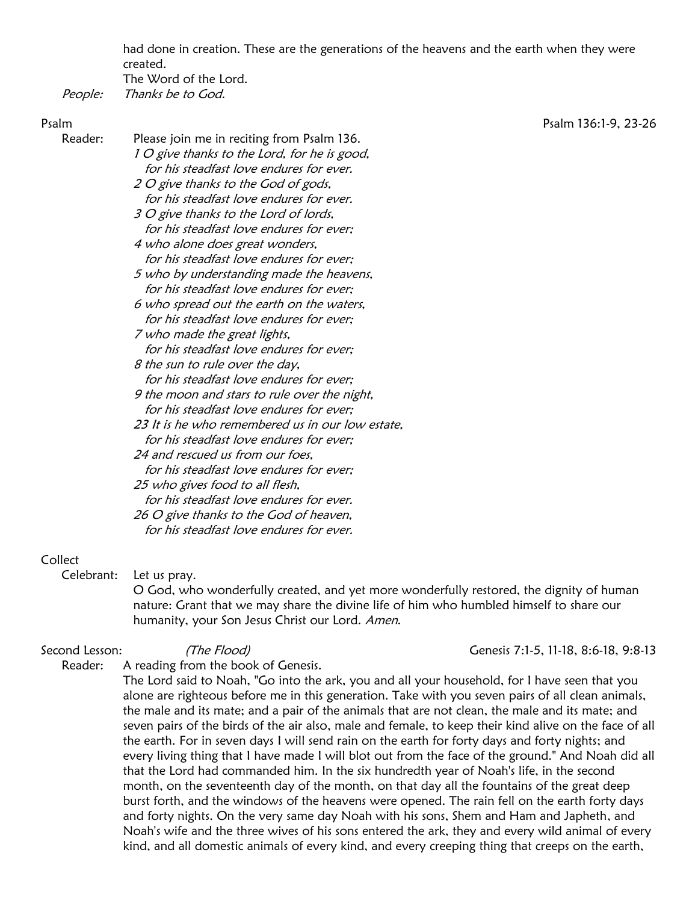had done in creation. These are the generations of the heavens and the earth when they were created.
The Word of the Lord.

*People:* *Thanks be to God.*

Psalm — Psalm 136:1-9, 23-26

Reader: Please join me in reciting from Psalm 136.

*1 O give thanks to the Lord, for he is good,*
*for his steadfast love endures for ever.*
*2 O give thanks to the God of gods,*
*for his steadfast love endures for ever.*
*3 O give thanks to the Lord of lords,*
*for his steadfast love endures for ever;*
*4 who alone does great wonders,*
*for his steadfast love endures for ever;*
*5 who by understanding made the heavens,*
*for his steadfast love endures for ever;*
*6 who spread out the earth on the waters,*
*for his steadfast love endures for ever;*
*7 who made the great lights,*
*for his steadfast love endures for ever;*
*8 the sun to rule over the day,*
*for his steadfast love endures for ever;*
*9 the moon and stars to rule over the night,*
*for his steadfast love endures for ever;*
*23 It is he who remembered us in our low estate,*
*for his steadfast love endures for ever;*
*24 and rescued us from our foes,*
*for his steadfast love endures for ever;*
*25 who gives food to all flesh,*
*for his steadfast love endures for ever.*
*26 O give thanks to the God of heaven,*
*for his steadfast love endures for ever.*

Collect

Celebrant: Let us pray.
O God, who wonderfully created, and yet more wonderfully restored, the dignity of human nature: Grant that we may share the divine life of him who humbled himself to share our humanity, your Son Jesus Christ our Lord. *Amen.*

Second Lesson: *(The Flood)* — Genesis 7:1-5, 11-18, 8:6-18, 9:8-13

Reader: A reading from the book of Genesis.
The Lord said to Noah, "Go into the ark, you and all your household, for I have seen that you alone are righteous before me in this generation. Take with you seven pairs of all clean animals, the male and its mate; and a pair of the animals that are not clean, the male and its mate; and seven pairs of the birds of the air also, male and female, to keep their kind alive on the face of all the earth. For in seven days I will send rain on the earth for forty days and forty nights; and every living thing that I have made I will blot out from the face of the ground." And Noah did all that the Lord had commanded him. In the six hundredth year of Noah's life, in the second month, on the seventeenth day of the month, on that day all the fountains of the great deep burst forth, and the windows of the heavens were opened. The rain fell on the earth forty days and forty nights. On the very same day Noah with his sons, Shem and Ham and Japheth, and Noah's wife and the three wives of his sons entered the ark, they and every wild animal of every kind, and all domestic animals of every kind, and every creeping thing that creeps on the earth,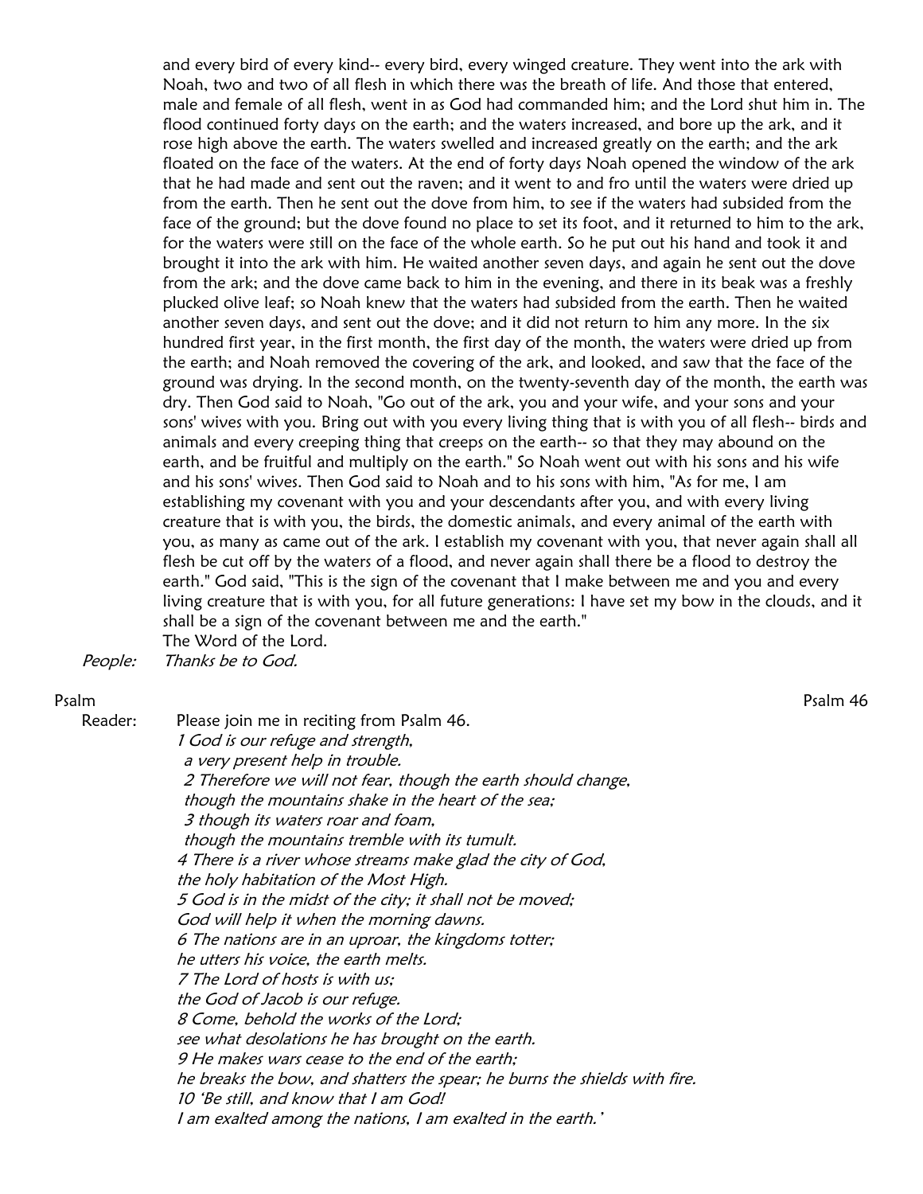and every bird of every kind-- every bird, every winged creature. They went into the ark with Noah, two and two of all flesh in which there was the breath of life. And those that entered, male and female of all flesh, went in as God had commanded him; and the Lord shut him in. The flood continued forty days on the earth; and the waters increased, and bore up the ark, and it rose high above the earth. The waters swelled and increased greatly on the earth; and the ark floated on the face of the waters. At the end of forty days Noah opened the window of the ark that he had made and sent out the raven; and it went to and fro until the waters were dried up from the earth. Then he sent out the dove from him, to see if the waters had subsided from the face of the ground; but the dove found no place to set its foot, and it returned to him to the ark, for the waters were still on the face of the whole earth. So he put out his hand and took it and brought it into the ark with him. He waited another seven days, and again he sent out the dove from the ark; and the dove came back to him in the evening, and there in its beak was a freshly plucked olive leaf; so Noah knew that the waters had subsided from the earth. Then he waited another seven days, and sent out the dove; and it did not return to him any more. In the six hundred first year, in the first month, the first day of the month, the waters were dried up from the earth; and Noah removed the covering of the ark, and looked, and saw that the face of the ground was drying. In the second month, on the twenty-seventh day of the month, the earth was dry. Then God said to Noah, "Go out of the ark, you and your wife, and your sons and your sons' wives with you. Bring out with you every living thing that is with you of all flesh-- birds and animals and every creeping thing that creeps on the earth-- so that they may abound on the earth, and be fruitful and multiply on the earth." So Noah went out with his sons and his wife and his sons' wives. Then God said to Noah and to his sons with him, "As for me, I am establishing my covenant with you and your descendants after you, and with every living creature that is with you, the birds, the domestic animals, and every animal of the earth with you, as many as came out of the ark. I establish my covenant with you, that never again shall all flesh be cut off by the waters of a flood, and never again shall there be a flood to destroy the earth." God said, "This is the sign of the covenant that I make between me and you and every living creature that is with you, for all future generations: I have set my bow in the clouds, and it shall be a sign of the covenant between me and the earth."
The Word of the Lord.

*People:* *Thanks be to God.*

Psalm — Psalm 46

Reader: Please join me in reciting from Psalm 46.

*1 God is our refuge and strength,*
*a very present help in trouble.*
*2 Therefore we will not fear, though the earth should change,*
*though the mountains shake in the heart of the sea;*
*3 though its waters roar and foam,*
*though the mountains tremble with its tumult.*
*4 There is a river whose streams make glad the city of God,*
*the holy habitation of the Most High.*
*5 God is in the midst of the city; it shall not be moved;*
*God will help it when the morning dawns.*
*6 The nations are in an uproar, the kingdoms totter;*
*he utters his voice, the earth melts.*
*7 The Lord of hosts is with us;*
*the God of Jacob is our refuge.*
*8 Come, behold the works of the Lord;*
*see what desolations he has brought on the earth.*
*9 He makes wars cease to the end of the earth;*
*he breaks the bow, and shatters the spear; he burns the shields with fire.*
*10 'Be still, and know that I am God!*
*I am exalted among the nations, I am exalted in the earth.'*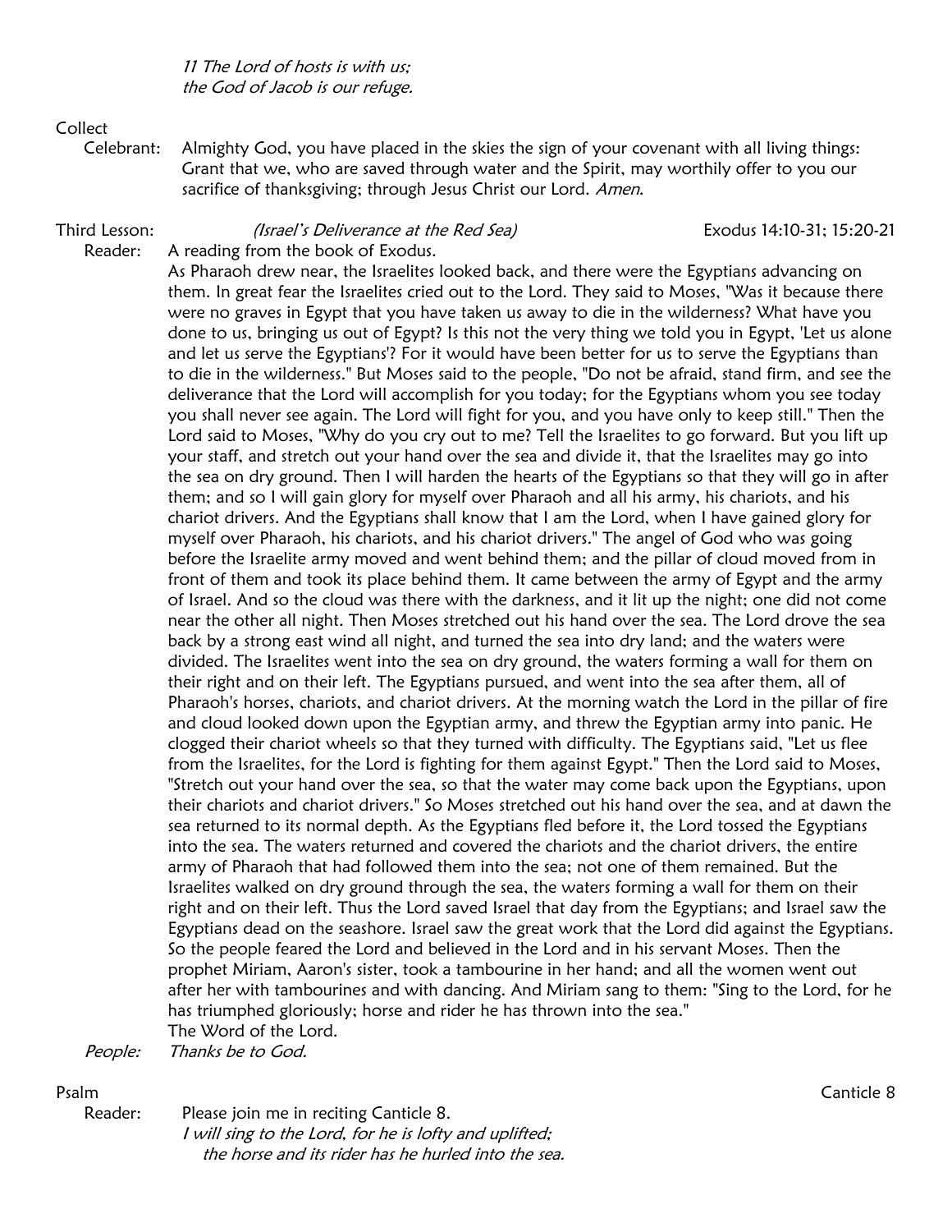*11 The Lord of hosts is with us;*
*the God of Jacob is our refuge.*

Collect

Celebrant: Almighty God, you have placed in the skies the sign of your covenant with all living things: Grant that we, who are saved through water and the Spirit, may worthily offer to you our sacrifice of thanksgiving; through Jesus Christ our Lord. *Amen.*

Third Lesson: *(Israel's Deliverance at the Red Sea)* Exodus 14:10-31; 15:20-21

Reader: A reading from the book of Exodus.

As Pharaoh drew near, the Israelites looked back, and there were the Egyptians advancing on them. In great fear the Israelites cried out to the Lord. They said to Moses, "Was it because there were no graves in Egypt that you have taken us away to die in the wilderness? What have you done to us, bringing us out of Egypt? Is this not the very thing we told you in Egypt, 'Let us alone and let us serve the Egyptians'? For it would have been better for us to serve the Egyptians than to die in the wilderness." But Moses said to the people, "Do not be afraid, stand firm, and see the deliverance that the Lord will accomplish for you today; for the Egyptians whom you see today you shall never see again. The Lord will fight for you, and you have only to keep still." Then the Lord said to Moses, "Why do you cry out to me? Tell the Israelites to go forward. But you lift up your staff, and stretch out your hand over the sea and divide it, that the Israelites may go into the sea on dry ground. Then I will harden the hearts of the Egyptians so that they will go in after them; and so I will gain glory for myself over Pharaoh and all his army, his chariots, and his chariot drivers. And the Egyptians shall know that I am the Lord, when I have gained glory for myself over Pharaoh, his chariots, and his chariot drivers." The angel of God who was going before the Israelite army moved and went behind them; and the pillar of cloud moved from in front of them and took its place behind them. It came between the army of Egypt and the army of Israel. And so the cloud was there with the darkness, and it lit up the night; one did not come near the other all night. Then Moses stretched out his hand over the sea. The Lord drove the sea back by a strong east wind all night, and turned the sea into dry land; and the waters were divided. The Israelites went into the sea on dry ground, the waters forming a wall for them on their right and on their left. The Egyptians pursued, and went into the sea after them, all of Pharaoh's horses, chariots, and chariot drivers. At the morning watch the Lord in the pillar of fire and cloud looked down upon the Egyptian army, and threw the Egyptian army into panic. He clogged their chariot wheels so that they turned with difficulty. The Egyptians said, "Let us flee from the Israelites, for the Lord is fighting for them against Egypt." Then the Lord said to Moses, "Stretch out your hand over the sea, so that the water may come back upon the Egyptians, upon their chariots and chariot drivers." So Moses stretched out his hand over the sea, and at dawn the sea returned to its normal depth. As the Egyptians fled before it, the Lord tossed the Egyptians into the sea. The waters returned and covered the chariots and the chariot drivers, the entire army of Pharaoh that had followed them into the sea; not one of them remained. But the Israelites walked on dry ground through the sea, the waters forming a wall for them on their right and on their left. Thus the Lord saved Israel that day from the Egyptians; and Israel saw the Egyptians dead on the seashore. Israel saw the great work that the Lord did against the Egyptians. So the people feared the Lord and believed in the Lord and in his servant Moses. Then the prophet Miriam, Aaron's sister, took a tambourine in her hand; and all the women went out after her with tambourines and with dancing. And Miriam sang to them: "Sing to the Lord, for he has triumphed gloriously; horse and rider he has thrown into the sea."

The Word of the Lord.

*People: Thanks be to God.*

Psalm Canticle 8

Reader: Please join me in reciting Canticle 8.

*I will sing to the Lord, for he is lofty and uplifted;*
*the horse and its rider has he hurled into the sea.*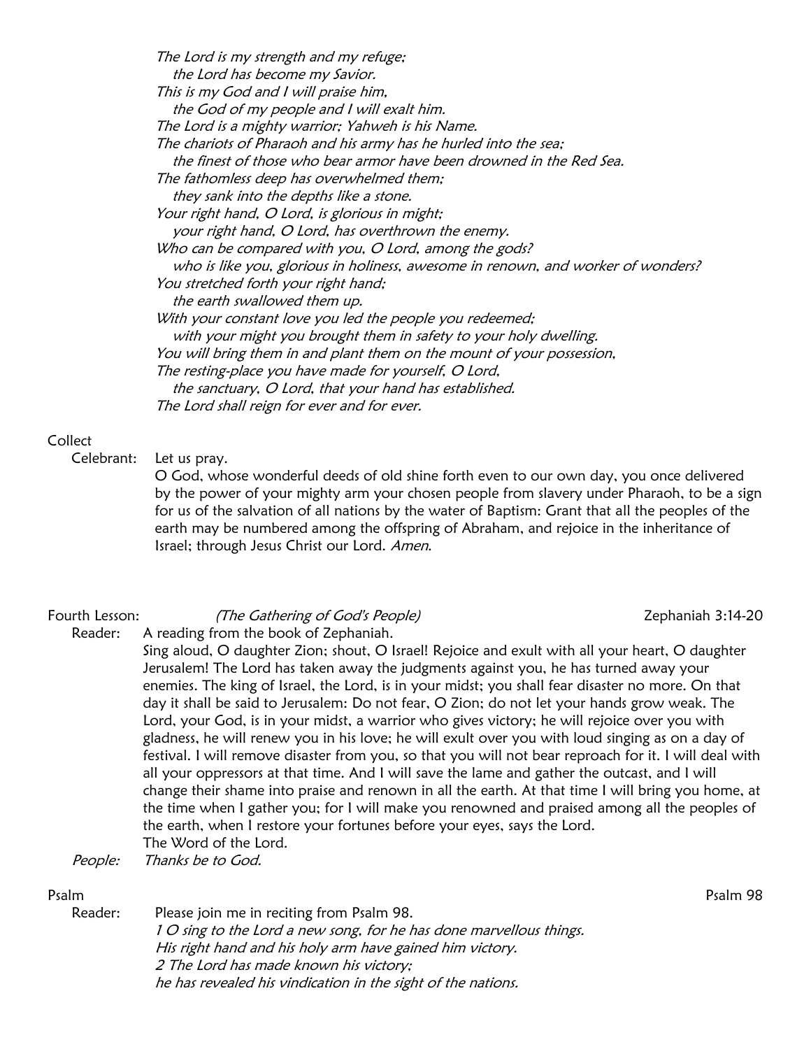*The Lord is my strength and my refuge;*
*the Lord has become my Savior.*
*This is my God and I will praise him,*
*the God of my people and I will exalt him.*
*The Lord is a mighty warrior; Yahweh is his Name.*
*The chariots of Pharaoh and his army has he hurled into the sea;*
*the finest of those who bear armor have been drowned in the Red Sea.*
*The fathomless deep has overwhelmed them;*
*they sank into the depths like a stone.*
*Your right hand, O Lord, is glorious in might;*
*your right hand, O Lord, has overthrown the enemy.*
*Who can be compared with you, O Lord, among the gods?*
*who is like you, glorious in holiness, awesome in renown, and worker of wonders?*
*You stretched forth your right hand;*
*the earth swallowed them up.*
*With your constant love you led the people you redeemed;*
*with your might you brought them in safety to your holy dwelling.*
*You will bring them in and plant them on the mount of your possession,*
*The resting-place you have made for yourself, O Lord,*
*the sanctuary, O Lord, that your hand has established.*
*The Lord shall reign for ever and for ever.*

Collect

Celebrant: Let us pray.
O God, whose wonderful deeds of old shine forth even to our own day, you once delivered by the power of your mighty arm your chosen people from slavery under Pharaoh, to be a sign for us of the salvation of all nations by the water of Baptism: Grant that all the peoples of the earth may be numbered among the offspring of Abraham, and rejoice in the inheritance of Israel; through Jesus Christ our Lord. *Amen.*

Fourth Lesson: *(The Gathering of God's People)* Zephaniah 3:14-20

Reader: A reading from the book of Zephaniah.
Sing aloud, O daughter Zion; shout, O Israel! Rejoice and exult with all your heart, O daughter Jerusalem! The Lord has taken away the judgments against you, he has turned away your enemies. The king of Israel, the Lord, is in your midst; you shall fear disaster no more. On that day it shall be said to Jerusalem: Do not fear, O Zion; do not let your hands grow weak. The Lord, your God, is in your midst, a warrior who gives victory; he will rejoice over you with gladness, he will renew you in his love; he will exult over you with loud singing as on a day of festival. I will remove disaster from you, so that you will not bear reproach for it. I will deal with all your oppressors at that time. And I will save the lame and gather the outcast, and I will change their shame into praise and renown in all the earth. At that time I will bring you home, at the time when I gather you; for I will make you renowned and praised among all the peoples of the earth, when I restore your fortunes before your eyes, says the Lord.
The Word of the Lord.

*People:* *Thanks be to God.*

Psalm Psalm 98

Reader: Please join me in reciting from Psalm 98.
*1 O sing to the Lord a new song, for he has done marvellous things.*
*His right hand and his holy arm have gained him victory.*
*2 The Lord has made known his victory;*
*he has revealed his vindication in the sight of the nations.*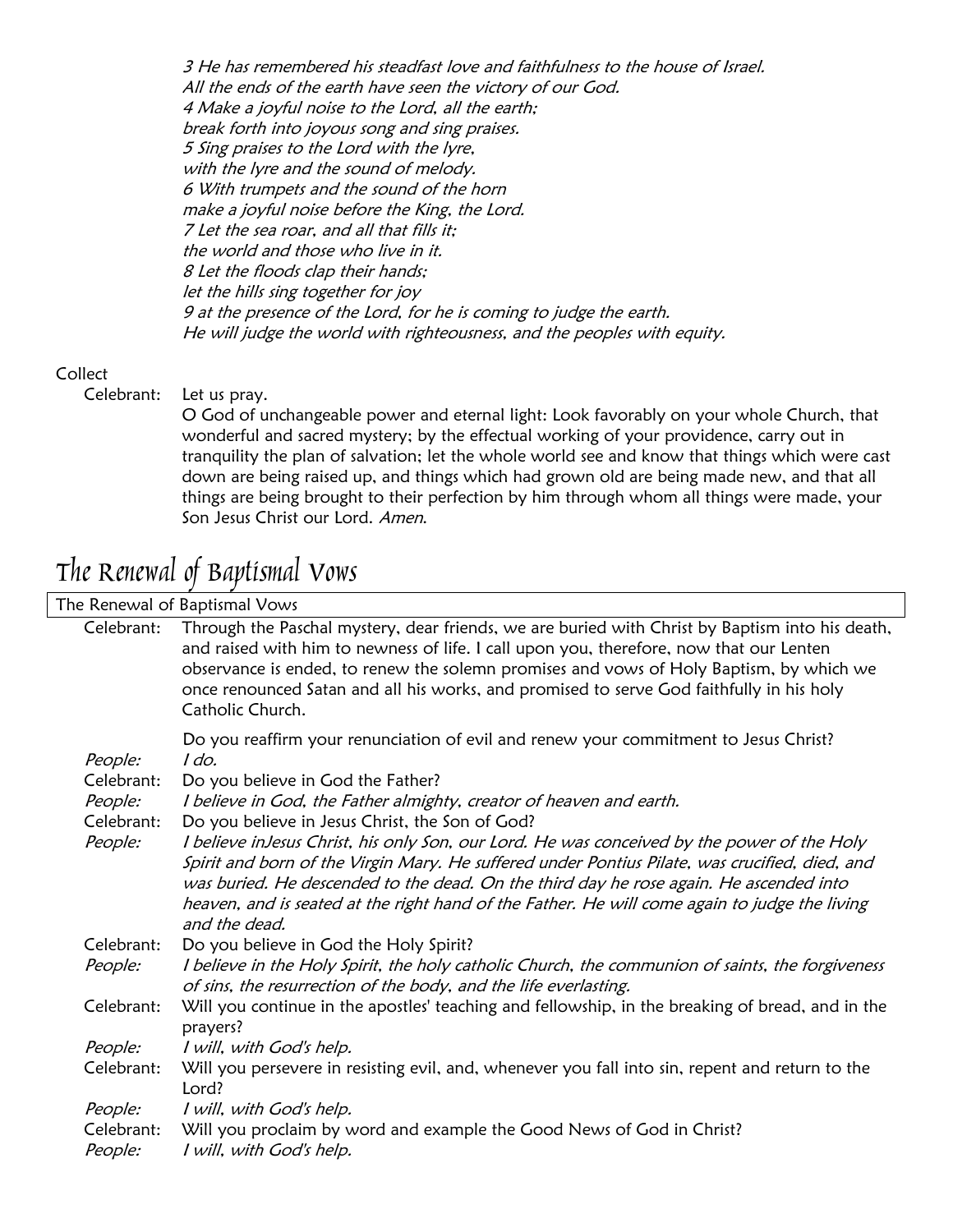*3 He has remembered his steadfast love and faithfulness to the house of Israel.*
*All the ends of the earth have seen the victory of our God.*
*4 Make a joyful noise to the Lord, all the earth;*
*break forth into joyous song and sing praises.*
*5 Sing praises to the Lord with the lyre,*
*with the lyre and the sound of melody.*
*6 With trumpets and the sound of the horn*
*make a joyful noise before the King, the Lord.*
*7 Let the sea roar, and all that fills it;*
*the world and those who live in it.*
*8 Let the floods clap their hands;*
*let the hills sing together for joy*
*9 at the presence of the Lord, for he is coming to judge the earth.*
*He will judge the world with righteousness, and the peoples with equity.*

Collect

Celebrant: Let us pray.
O God of unchangeable power and eternal light: Look favorably on your whole Church, that wonderful and sacred mystery; by the effectual working of your providence, carry out in tranquility the plan of salvation; let the whole world see and know that things which were cast down are being raised up, and things which had grown old are being made new, and that all things are being brought to their perfection by him through whom all things were made, your Son Jesus Christ our Lord. *Amen.*

# The Renewal of Baptismal Vows

The Renewal of Baptismal Vows

Celebrant: Through the Paschal mystery, dear friends, we are buried with Christ by Baptism into his death, and raised with him to newness of life. I call upon you, therefore, now that our Lenten observance is ended, to renew the solemn promises and vows of Holy Baptism, by which we once renounced Satan and all his works, and promised to serve God faithfully in his holy Catholic Church.

Do you reaffirm your renunciation of evil and renew your commitment to Jesus Christ?

*People:* *I do.*

Celebrant: Do you believe in God the Father?

*People:* *I believe in God, the Father almighty, creator of heaven and earth.*

Celebrant: Do you believe in Jesus Christ, the Son of God?

*People:* *I believe inJesus Christ, his only Son, our Lord. He was conceived by the power of the Holy Spirit and born of the Virgin Mary. He suffered under Pontius Pilate, was crucified, died, and was buried. He descended to the dead. On the third day he rose again. He ascended into heaven, and is seated at the right hand of the Father. He will come again to judge the living and the dead.*

Celebrant: Do you believe in God the Holy Spirit?

*People:* *I believe in the Holy Spirit, the holy catholic Church, the communion of saints, the forgiveness of sins, the resurrection of the body, and the life everlasting.*

Celebrant: Will you continue in the apostles' teaching and fellowship, in the breaking of bread, and in the prayers?

*People:* *I will, with God's help.*

Celebrant: Will you persevere in resisting evil, and, whenever you fall into sin, repent and return to the Lord?

*People:* *I will, with God's help.*

Celebrant: Will you proclaim by word and example the Good News of God in Christ?

*People:* *I will, with God's help.*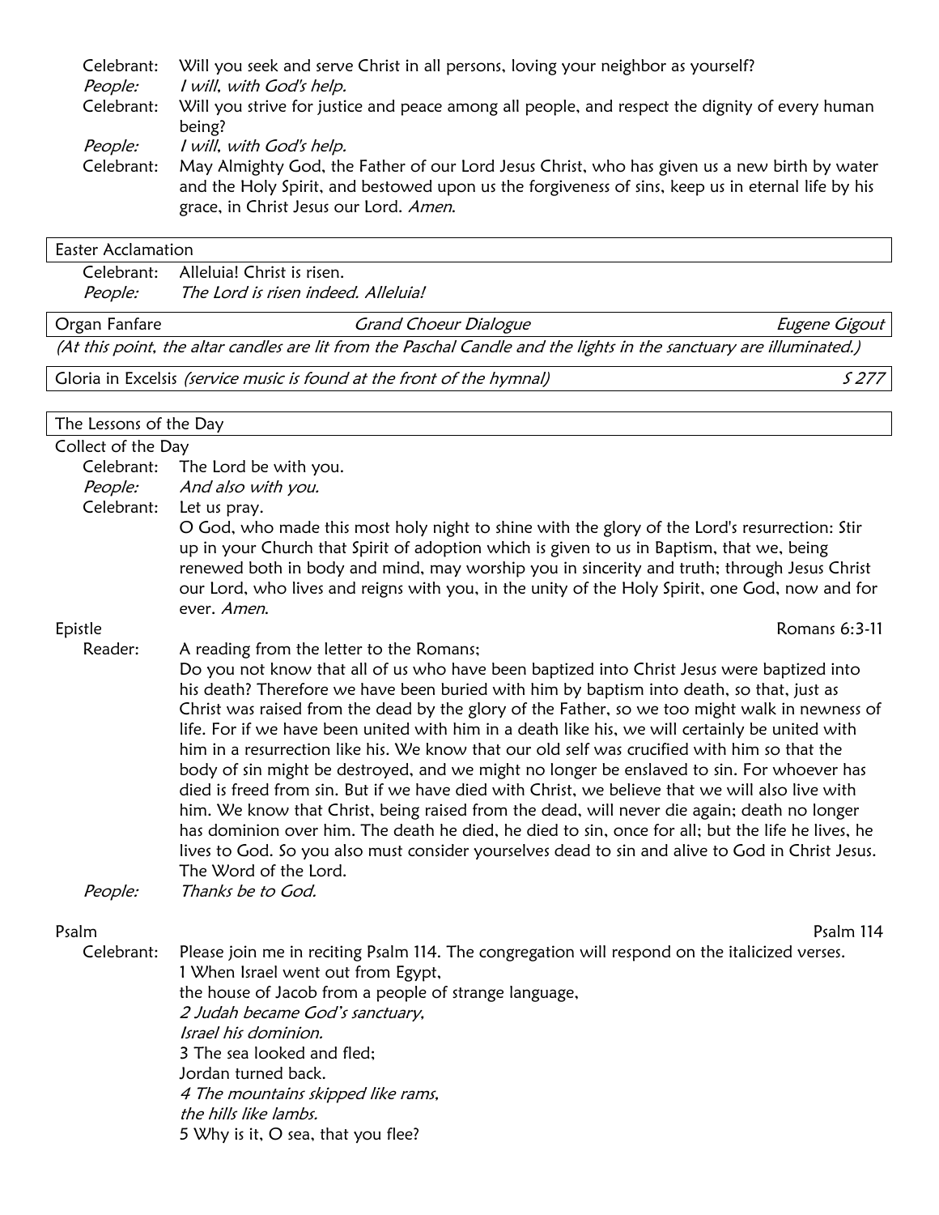Celebrant: Will you seek and serve Christ in all persons, loving your neighbor as yourself?
*People: I will, with God's help.*
Celebrant: Will you strive for justice and peace among all people, and respect the dignity of every human being?
*People: I will, with God's help.*
Celebrant: May Almighty God, the Father of our Lord Jesus Christ, who has given us a new birth by water and the Holy Spirit, and bestowed upon us the forgiveness of sins, keep us in eternal life by his grace, in Christ Jesus our Lord. *Amen.*

## Easter Acclamation

Celebrant: Alleluia! Christ is risen.
*People: The Lord is risen indeed. Alleluia!*

## Organ Fanfare — *Grand Choeur Dialogue* — *Eugene Gigout*

*(At this point, the altar candles are lit from the Paschal Candle and the lights in the sanctuary are illuminated.)*

## Gloria in Excelsis *(service music is found at the front of the hymnal)* — *S 277*

## The Lessons of the Day

### Collect of the Day

Celebrant: The Lord be with you.
*People: And also with you.*
Celebrant: Let us pray.
O God, who made this most holy night to shine with the glory of the Lord's resurrection: Stir up in your Church that Spirit of adoption which is given to us in Baptism, that we, being renewed both in body and mind, may worship you in sincerity and truth; through Jesus Christ our Lord, who lives and reigns with you, in the unity of the Holy Spirit, one God, now and for ever. *Amen.*

### Epistle — Romans 6:3-11

Reader: A reading from the letter to the Romans;
Do you not know that all of us who have been baptized into Christ Jesus were baptized into his death? Therefore we have been buried with him by baptism into death, so that, just as Christ was raised from the dead by the glory of the Father, so we too might walk in newness of life. For if we have been united with him in a death like his, we will certainly be united with him in a resurrection like his. We know that our old self was crucified with him so that the body of sin might be destroyed, and we might no longer be enslaved to sin. For whoever has died is freed from sin. But if we have died with Christ, we believe that we will also live with him. We know that Christ, being raised from the dead, will never die again; death no longer has dominion over him. The death he died, he died to sin, once for all; but the life he lives, he lives to God. So you also must consider yourselves dead to sin and alive to God in Christ Jesus.
The Word of the Lord.
*People: Thanks be to God.*

### Psalm — Psalm 114

Celebrant: Please join me in reciting Psalm 114. The congregation will respond on the italicized verses.

1 When Israel went out from Egypt,
the house of Jacob from a people of strange language,
*2 Judah became God's sanctuary,*
*Israel his dominion.*
3 The sea looked and fled;
Jordan turned back.
*4 The mountains skipped like rams,*
*the hills like lambs.*
5 Why is it, O sea, that you flee?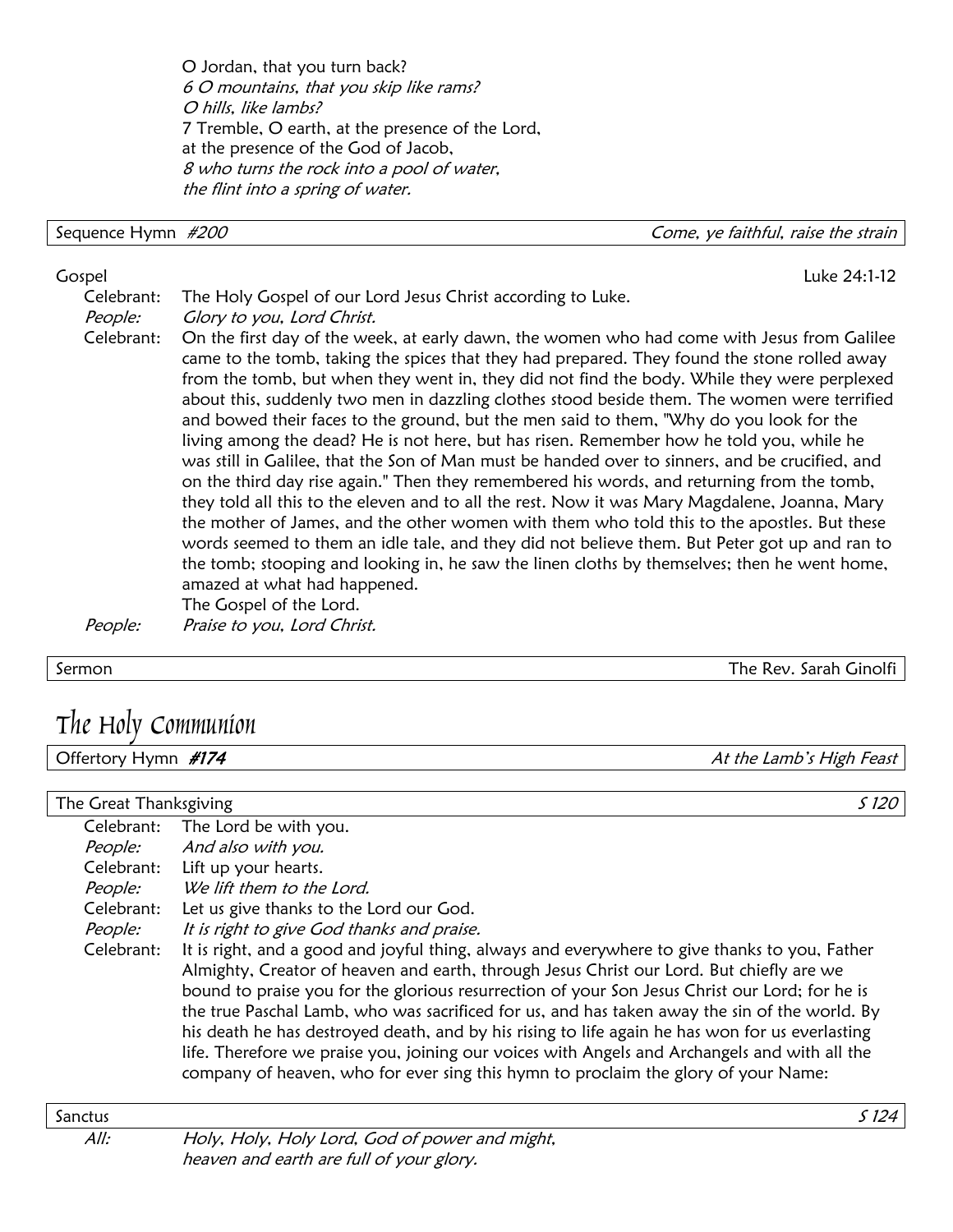O Jordan, that you turn back?
*6 O mountains, that you skip like rams?*
*O hills, like lambs?*
7 Tremble, O earth, at the presence of the Lord,
at the presence of the God of Jacob,
*8 who turns the rock into a pool of water,*
*the flint into a spring of water.*

Sequence Hymn *#200* — *Come, ye faithful, raise the strain*

Gospel — Luke 24:1-12

Celebrant: The Holy Gospel of our Lord Jesus Christ according to Luke.
*People: Glory to you, Lord Christ.*
Celebrant: On the first day of the week, at early dawn, the women who had come with Jesus from Galilee came to the tomb, taking the spices that they had prepared. They found the stone rolled away from the tomb, but when they went in, they did not find the body. While they were perplexed about this, suddenly two men in dazzling clothes stood beside them. The women were terrified and bowed their faces to the ground, but the men said to them, "Why do you look for the living among the dead? He is not here, but has risen. Remember how he told you, while he was still in Galilee, that the Son of Man must be handed over to sinners, and be crucified, and on the third day rise again." Then they remembered his words, and returning from the tomb, they told all this to the eleven and to all the rest. Now it was Mary Magdalene, Joanna, Mary the mother of James, and the other women with them who told this to the apostles. But these words seemed to them an idle tale, and they did not believe them. But Peter got up and ran to the tomb; stooping and looking in, he saw the linen cloths by themselves; then he went home, amazed at what had happened.
The Gospel of the Lord.
*People: Praise to you, Lord Christ.*

Sermon — The Rev. Sarah Ginolfi

# The Holy Communion

Offertory Hymn ***#174*** — *At the Lamb's High Feast*

The Great Thanksgiving — *S 120*

Celebrant: The Lord be with you.
*People: And also with you.*
Celebrant: Lift up your hearts.
*People: We lift them to the Lord.*
Celebrant: Let us give thanks to the Lord our God.
*People: It is right to give God thanks and praise.*
Celebrant: It is right, and a good and joyful thing, always and everywhere to give thanks to you, Father Almighty, Creator of heaven and earth, through Jesus Christ our Lord. But chiefly are we bound to praise you for the glorious resurrection of your Son Jesus Christ our Lord; for he is the true Paschal Lamb, who was sacrificed for us, and has taken away the sin of the world. By his death he has destroyed death, and by his rising to life again he has won for us everlasting life. Therefore we praise you, joining our voices with Angels and Archangels and with all the company of heaven, who for ever sing this hymn to proclaim the glory of your Name:

Sanctus — *S 124*

*All: Holy, Holy, Holy Lord, God of power and might,*
*heaven and earth are full of your glory.*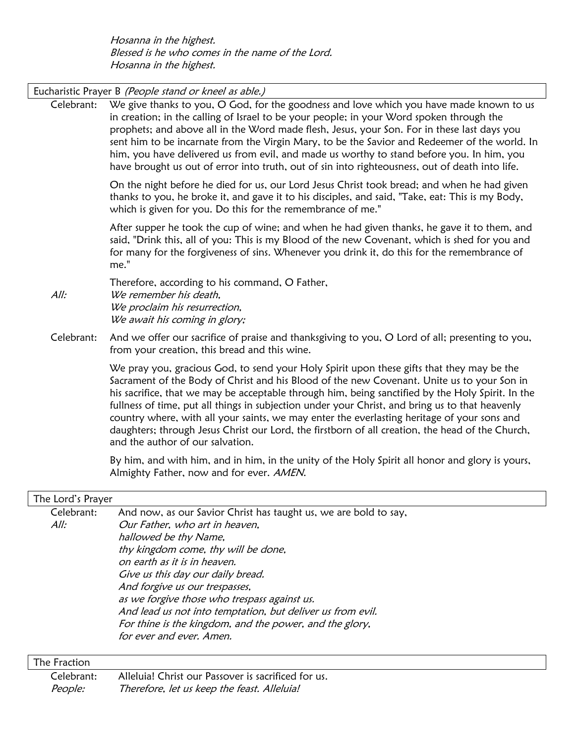*Hosanna in the highest.*
*Blessed is he who comes in the name of the Lord.*
*Hosanna in the highest.*

## Eucharistic Prayer B *(People stand or kneel as able.)*

Celebrant: We give thanks to you, O God, for the goodness and love which you have made known to us in creation; in the calling of Israel to be your people; in your Word spoken through the prophets; and above all in the Word made flesh, Jesus, your Son. For in these last days you sent him to be incarnate from the Virgin Mary, to be the Savior and Redeemer of the world. In him, you have delivered us from evil, and made us worthy to stand before you. In him, you have brought us out of error into truth, out of sin into righteousness, out of death into life.

On the night before he died for us, our Lord Jesus Christ took bread; and when he had given thanks to you, he broke it, and gave it to his disciples, and said, "Take, eat: This is my Body, which is given for you. Do this for the remembrance of me."

After supper he took the cup of wine; and when he had given thanks, he gave it to them, and said, "Drink this, all of you: This is my Blood of the new Covenant, which is shed for you and for many for the forgiveness of sins. Whenever you drink it, do this for the remembrance of me."

Therefore, according to his command, O Father,

*All:* *We remember his death,*
*We proclaim his resurrection,*
*We await his coming in glory;*

Celebrant: And we offer our sacrifice of praise and thanksgiving to you, O Lord of all; presenting to you, from your creation, this bread and this wine.

We pray you, gracious God, to send your Holy Spirit upon these gifts that they may be the Sacrament of the Body of Christ and his Blood of the new Covenant. Unite us to your Son in his sacrifice, that we may be acceptable through him, being sanctified by the Holy Spirit. In the fullness of time, put all things in subjection under your Christ, and bring us to that heavenly country where, with all your saints, we may enter the everlasting heritage of your sons and daughters; through Jesus Christ our Lord, the firstborn of all creation, the head of the Church, and the author of our salvation.

By him, and with him, and in him, in the unity of the Holy Spirit all honor and glory is yours, Almighty Father, now and for ever. *AMEN.*

## The Lord's Prayer

Celebrant: And now, as our Savior Christ has taught us, we are bold to say,

*All:* *Our Father, who art in heaven,*
*hallowed be thy Name,*
*thy kingdom come, thy will be done,*
*on earth as it is in heaven.*
*Give us this day our daily bread.*
*And forgive us our trespasses,*
*as we forgive those who trespass against us.*
*And lead us not into temptation, but deliver us from evil.*
*For thine is the kingdom, and the power, and the glory,*
*for ever and ever. Amen.*

## The Fraction

Celebrant: Alleluia! Christ our Passover is sacrificed for us.

*People:* *Therefore, let us keep the feast. Alleluia!*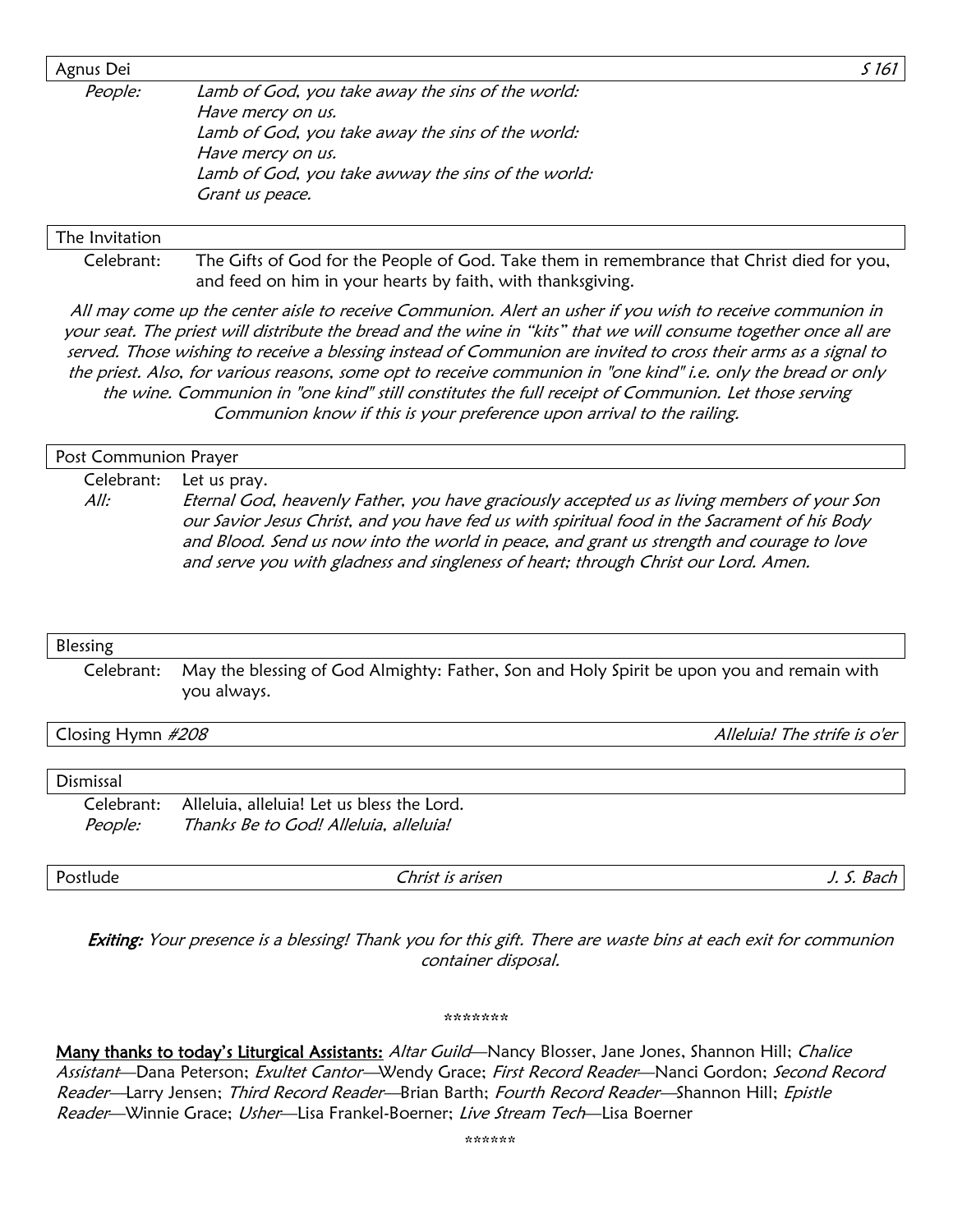## Agnus Dei *S 161*

*People:* *Lamb of God, you take away the sins of the world:*
*Have mercy on us.*
*Lamb of God, you take away the sins of the world:*
*Have mercy on us.*
*Lamb of God, you take awway the sins of the world:*
*Grant us peace.*

## The Invitation

Celebrant: The Gifts of God for the People of God. Take them in remembrance that Christ died for you, and feed on him in your hearts by faith, with thanksgiving.

*All may come up the center aisle to receive Communion. Alert an usher if you wish to receive communion in your seat. The priest will distribute the bread and the wine in "kits" that we will consume together once all are served. Those wishing to receive a blessing instead of Communion are invited to cross their arms as a signal to the priest. Also, for various reasons, some opt to receive communion in "one kind" i.e. only the bread or only the wine. Communion in "one kind" still constitutes the full receipt of Communion. Let those serving Communion know if this is your preference upon arrival to the railing.*

## Post Communion Prayer

Celebrant: Let us pray.
*All:* *Eternal God, heavenly Father, you have graciously accepted us as living members of your Son our Savior Jesus Christ, and you have fed us with spiritual food in the Sacrament of his Body and Blood. Send us now into the world in peace, and grant us strength and courage to love and serve you with gladness and singleness of heart; through Christ our Lord. Amen.*

## Blessing

Celebrant: May the blessing of God Almighty: Father, Son and Holy Spirit be upon you and remain with you always.

## Closing Hymn *#208* — *Alleluia! The strife is o'er*

## Dismissal

Celebrant: Alleluia, alleluia! Let us bless the Lord.
*People:* *Thanks Be to God! Alleluia, alleluia!*

## Postlude — *Christ is arisen* — *J. S. Bach*

***Exiting:*** *Your presence is a blessing! Thank you for this gift. There are waste bins at each exit for communion container disposal.*

\*\*\*\*\*\*\*

**Many thanks to today's Liturgical Assistants:** *Altar Guild*—Nancy Blosser, Jane Jones, Shannon Hill; *Chalice Assistant*—Dana Peterson; *Exultet Cantor*—Wendy Grace; *First Record Reader*—Nanci Gordon; *Second Record Reader*—Larry Jensen; *Third Record Reader*—Brian Barth; *Fourth Record Reader*—Shannon Hill; *Epistle Reader*—Winnie Grace; *Usher*—Lisa Frankel-Boerner; *Live Stream Tech*—Lisa Boerner

\*\*\*\*\*\*